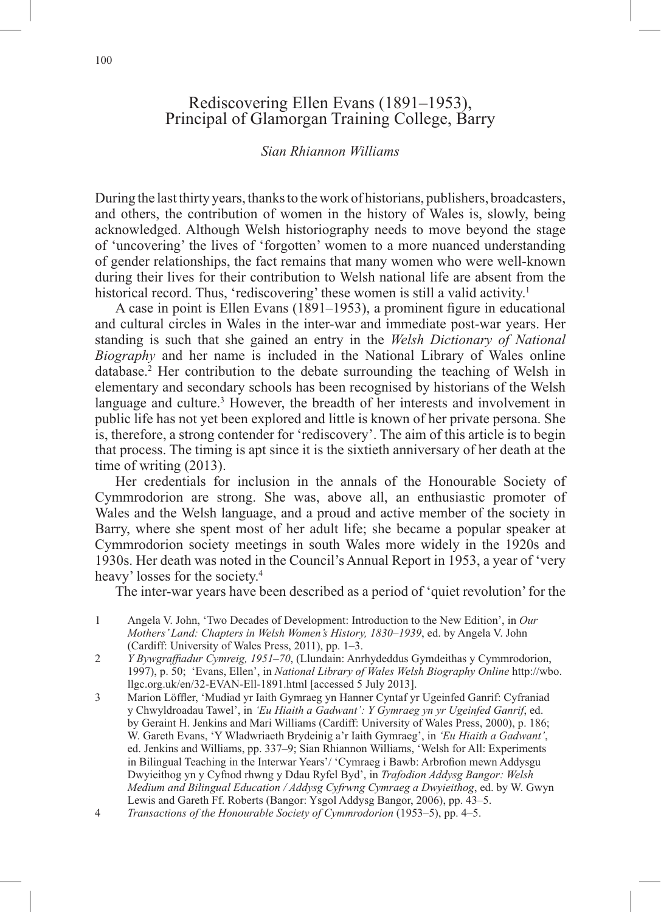# Rediscovering Ellen Evans (1891–1953), Principal of Glamorgan Training College, Barry

*Sian Rhiannon Williams*

During the last thirty years, thanks to the work of historians, publishers, broadcasters, and others, the contribution of women in the history of Wales is, slowly, being acknowledged. Although Welsh historiography needs to move beyond the stage of 'uncovering' the lives of 'forgotten' women to a more nuanced understanding of gender relationships, the fact remains that many women who were well-known during their lives for their contribution to Welsh national life are absent from the historical record. Thus, 'rediscovering' these women is still a valid activity.[1]

A case in point is Ellen Evans (1891–1953), a prominent figure in educational and cultural circles in Wales in the inter-war and immediate post-war years. Her standing is such that she gained an entry in the *Welsh Dictionary of National Biography* and her name is included in the National Library of Wales online database.[2] Her contribution to the debate surrounding the teaching of Welsh in elementary and secondary schools has been recognised by historians of the Welsh language and culture.[3] However, the breadth of her interests and involvement in public life has not yet been explored and little is known of her private persona. She is, therefore, a strong contender for 'rediscovery'. The aim of this article is to begin that process. The timing is apt since it is the sixtieth anniversary of her death at the time of writing (2013).

Her credentials for inclusion in the annals of the Honourable Society of Cymmrodorion are strong. She was, above all, an enthusiastic promoter of Wales and the Welsh language, and a proud and active member of the society in Barry, where she spent most of her adult life; she became a popular speaker at Cymmrodorion society meetings in south Wales more widely in the 1920s and 1930s. Her death was noted in the Council's Annual Report in 1953, a year of 'very heavy' losses for the society.[4]

The inter-war years have been described as a period of 'quiet revolution' for the

1 Angela V. John, 'Two Decades of Development: Introduction to the New Edition', in *Our Mothers' Land: Chapters in Welsh Women's History, 1830–1939*, ed. by Angela V. John (Cardiff: University of Wales Press, 2011), pp. 1–3.

2 *Y Bywgraffiadur Cymreig, 1951–70*, (Llundain: Anrhydeddus Gymdeithas y Cymmrodorion, 1997), p. 50; 'Evans, Ellen', in *National Library of Wales Welsh Biography Online* http://wbo.llgc.org.uk/en/32-EVAN-Ell-1891.html [accessed 5 July 2013].

3 Marion Löffler, 'Mudiad yr Iaith Gymraeg yn Hanner Cyntaf yr Ugeinfed Ganrif: Cyfraniad y Chwyldroadau Tawel', in *'Eu Hiaith a Gadwant': Y Gymraeg yn yr Ugeinfed Ganrif*, ed. by Geraint H. Jenkins and Mari Williams (Cardiff: University of Wales Press, 2000), p. 186; W. Gareth Evans, 'Y Wladwriaeth Brydeinig a'r Iaith Gymraeg', in *'Eu Hiaith a Gadwant'*, ed. Jenkins and Williams, pp. 337–9; Sian Rhiannon Williams, 'Welsh for All: Experiments in Bilingual Teaching in the Interwar Years'/ 'Cymraeg i Bawb: Arbrofion mewn Addysgu Dwyieithog yn y Cyfnod rhwng y Ddau Ryfel Byd', in *Trafodion Addysg Bangor: Welsh Medium and Bilingual Education / Addysg Cyfrwng Cymraeg a Dwyieithog*, ed. by W. Gwyn Lewis and Gareth Ff. Roberts (Bangor: Ysgol Addysg Bangor, 2006), pp. 43–5.

4 *Transactions of the Honourable Society of Cymmrodorion* (1953–5), pp. 4–5.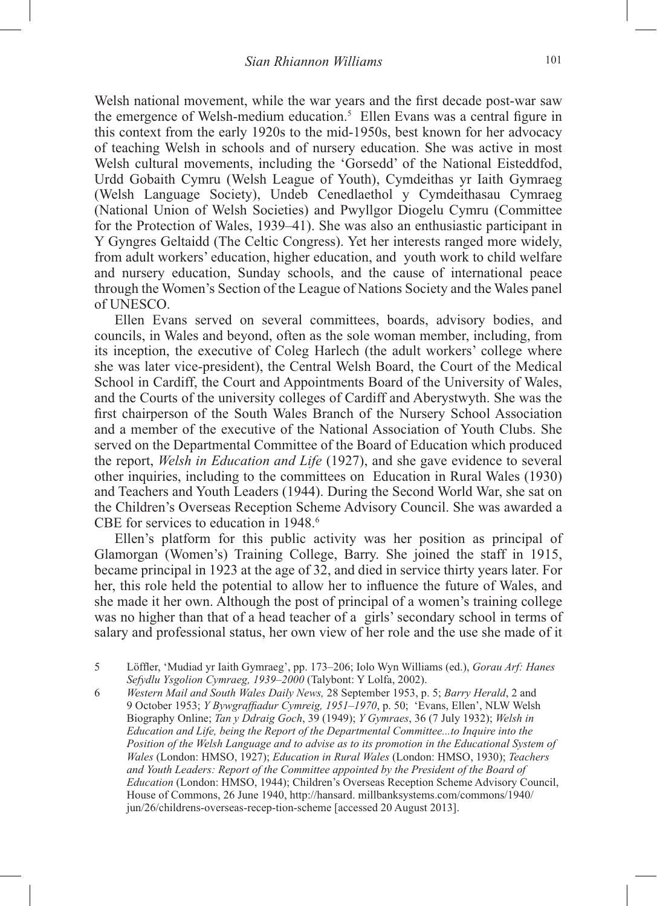Welsh national movement, while the war years and the first decade post-war saw the emergence of Welsh-medium education.[5] Ellen Evans was a central figure in this context from the early 1920s to the mid-1950s, best known for her advocacy of teaching Welsh in schools and of nursery education. She was active in most Welsh cultural movements, including the 'Gorsedd' of the National Eisteddfod, Urdd Gobaith Cymru (Welsh League of Youth), Cymdeithas yr Iaith Gymraeg (Welsh Language Society), Undeb Cenedlaethol y Cymdeithasau Cymraeg (National Union of Welsh Societies) and Pwyllgor Diogelu Cymru (Committee for the Protection of Wales, 1939–41). She was also an enthusiastic participant in Y Gyngres Geltaidd (The Celtic Congress). Yet her interests ranged more widely, from adult workers' education, higher education, and youth work to child welfare and nursery education, Sunday schools, and the cause of international peace through the Women's Section of the League of Nations Society and the Wales panel of UNESCO.

Ellen Evans served on several committees, boards, advisory bodies, and councils, in Wales and beyond, often as the sole woman member, including, from its inception, the executive of Coleg Harlech (the adult workers' college where she was later vice-president), the Central Welsh Board, the Court of the Medical School in Cardiff, the Court and Appointments Board of the University of Wales, and the Courts of the university colleges of Cardiff and Aberystwyth. She was the first chairperson of the South Wales Branch of the Nursery School Association and a member of the executive of the National Association of Youth Clubs. She served on the Departmental Committee of the Board of Education which produced the report, *Welsh in Education and Life* (1927), and she gave evidence to several other inquiries, including to the committees on Education in Rural Wales (1930) and Teachers and Youth Leaders (1944). During the Second World War, she sat on the Children's Overseas Reception Scheme Advisory Council. She was awarded a CBE for services to education in 1948.[6]

Ellen's platform for this public activity was her position as principal of Glamorgan (Women's) Training College, Barry. She joined the staff in 1915, became principal in 1923 at the age of 32, and died in service thirty years later. For her, this role held the potential to allow her to influence the future of Wales, and she made it her own. Although the post of principal of a women's training college was no higher than that of a head teacher of a girls' secondary school in terms of salary and professional status, her own view of her role and the use she made of it

5 Löffler, 'Mudiad yr Iaith Gymraeg', pp. 173–206; Iolo Wyn Williams (ed.), *Gorau Arf: Hanes Sefydlu Ysgolion Cymraeg, 1939–2000* (Talybont: Y Lolfa, 2002).

6 *Western Mail and South Wales Daily News,* 28 September 1953, p. 5; *Barry Herald*, 2 and 9 October 1953; *Y Bywgraffiadur Cymreig, 1951–1970*, p. 50; 'Evans, Ellen', NLW Welsh Biography Online; *Tan y Ddraig Goch*, 39 (1949); *Y Gymraes*, 36 (7 July 1932); *Welsh in Education and Life, being the Report of the Departmental Committee...to Inquire into the Position of the Welsh Language and to advise as to its promotion in the Educational System of Wales* (London: HMSO, 1927); *Education in Rural Wales* (London: HMSO, 1930); *Teachers and Youth Leaders: Report of the Committee appointed by the President of the Board of Education* (London: HMSO, 1944); Children's Overseas Reception Scheme Advisory Council, House of Commons, 26 June 1940, http://hansard. millbanksystems.com/commons/1940/ jun/26/childrens-overseas-recep-tion-scheme [accessed 20 August 2013].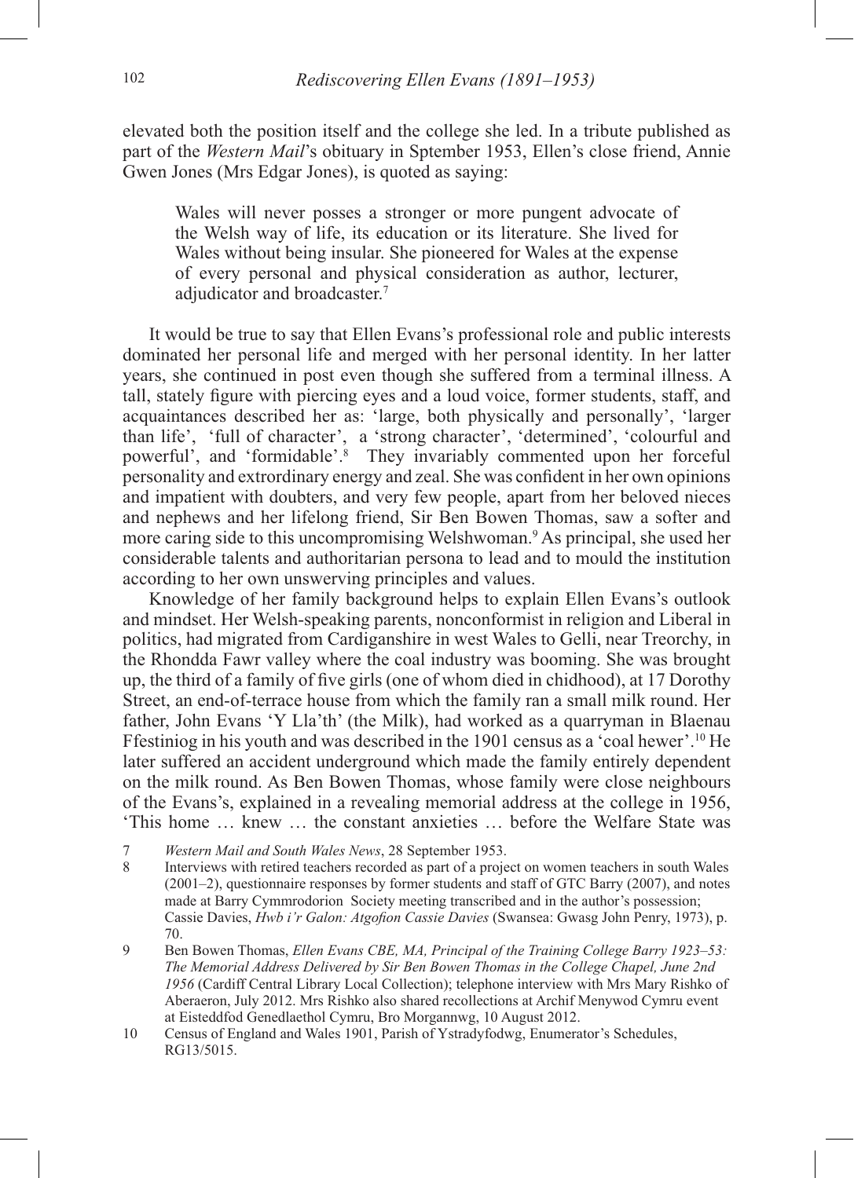elevated both the position itself and the college she led. In a tribute published as part of the *Western Mail*'s obituary in Sptember 1953, Ellen's close friend, Annie Gwen Jones (Mrs Edgar Jones), is quoted as saying:

> Wales will never posses a stronger or more pungent advocate of the Welsh way of life, its education or its literature. She lived for Wales without being insular. She pioneered for Wales at the expense of every personal and physical consideration as author, lecturer, adjudicator and broadcaster.[7]

It would be true to say that Ellen Evans's professional role and public interests dominated her personal life and merged with her personal identity. In her latter years, she continued in post even though she suffered from a terminal illness. A tall, stately figure with piercing eyes and a loud voice, former students, staff, and acquaintances described her as: 'large, both physically and personally', 'larger than life', 'full of character', a 'strong character', 'determined', 'colourful and powerful', and 'formidable'.[8] They invariably commented upon her forceful personality and extrordinary energy and zeal. She was confident in her own opinions and impatient with doubters, and very few people, apart from her beloved nieces and nephews and her lifelong friend, Sir Ben Bowen Thomas, saw a softer and more caring side to this uncompromising Welshwoman.[9] As principal, she used her considerable talents and authoritarian persona to lead and to mould the institution according to her own unswerving principles and values.

Knowledge of her family background helps to explain Ellen Evans's outlook and mindset. Her Welsh-speaking parents, nonconformist in religion and Liberal in politics, had migrated from Cardiganshire in west Wales to Gelli, near Treorchy, in the Rhondda Fawr valley where the coal industry was booming. She was brought up, the third of a family of five girls (one of whom died in chidhood), at 17 Dorothy Street, an end-of-terrace house from which the family ran a small milk round. Her father, John Evans 'Y Lla'th' (the Milk), had worked as a quarryman in Blaenau Ffestiniog in his youth and was described in the 1901 census as a 'coal hewer'.[10] He later suffered an accident underground which made the family entirely dependent on the milk round. As Ben Bowen Thomas, whose family were close neighbours of the Evans's, explained in a revealing memorial address at the college in 1956, 'This home … knew … the constant anxieties … before the Welfare State was

7 *Western Mail and South Wales News*, 28 September 1953.

8 Interviews with retired teachers recorded as part of a project on women teachers in south Wales (2001–2), questionnaire responses by former students and staff of GTC Barry (2007), and notes made at Barry Cymmrodorion Society meeting transcribed and in the author's possession; Cassie Davies, *Hwb i'r Galon: Atgofion Cassie Davies* (Swansea: Gwasg John Penry, 1973), p. 70.

9 Ben Bowen Thomas, *Ellen Evans CBE, MA, Principal of the Training College Barry 1923–53: The Memorial Address Delivered by Sir Ben Bowen Thomas in the College Chapel, June 2nd 1956* (Cardiff Central Library Local Collection); telephone interview with Mrs Mary Rishko of Aberaeron, July 2012. Mrs Rishko also shared recollections at Archif Menywod Cymru event at Eisteddfod Genedlaethol Cymru, Bro Morgannwg, 10 August 2012.

10 Census of England and Wales 1901, Parish of Ystradyfodwg, Enumerator's Schedules, RG13/5015.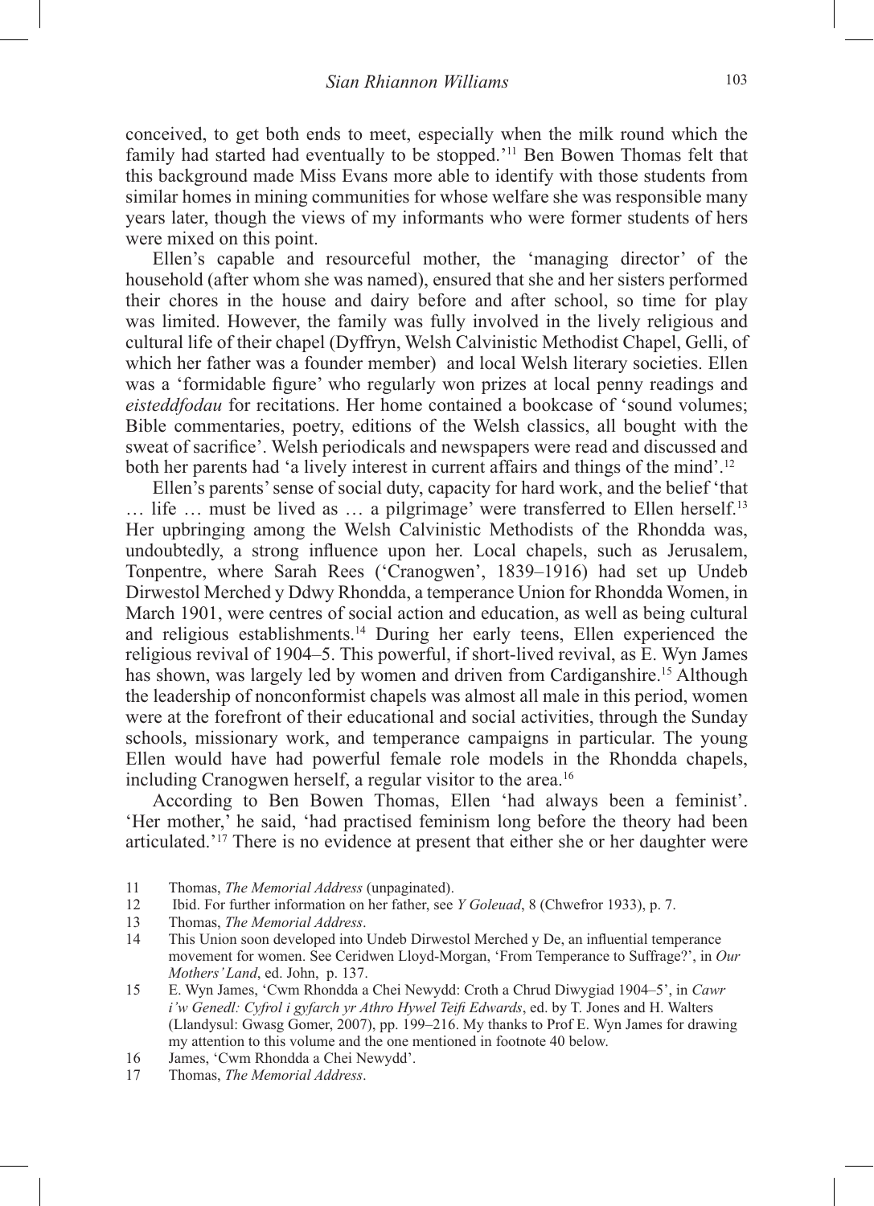conceived, to get both ends to meet, especially when the milk round which the family had started had eventually to be stopped.'[11] Ben Bowen Thomas felt that this background made Miss Evans more able to identify with those students from similar homes in mining communities for whose welfare she was responsible many years later, though the views of my informants who were former students of hers were mixed on this point.

Ellen's capable and resourceful mother, the 'managing director' of the household (after whom she was named), ensured that she and her sisters performed their chores in the house and dairy before and after school, so time for play was limited. However, the family was fully involved in the lively religious and cultural life of their chapel (Dyffryn, Welsh Calvinistic Methodist Chapel, Gelli, of which her father was a founder member) and local Welsh literary societies. Ellen was a 'formidable figure' who regularly won prizes at local penny readings and *eisteddfodau* for recitations. Her home contained a bookcase of 'sound volumes; Bible commentaries, poetry, editions of the Welsh classics, all bought with the sweat of sacrifice'. Welsh periodicals and newspapers were read and discussed and both her parents had 'a lively interest in current affairs and things of the mind'.[12]

Ellen's parents' sense of social duty, capacity for hard work, and the belief 'that … life … must be lived as … a pilgrimage' were transferred to Ellen herself.[13] Her upbringing among the Welsh Calvinistic Methodists of the Rhondda was, undoubtedly, a strong influence upon her. Local chapels, such as Jerusalem, Tonpentre, where Sarah Rees ('Cranogwen', 1839–1916) had set up Undeb Dirwestol Merched y Ddwy Rhondda, a temperance Union for Rhondda Women, in March 1901, were centres of social action and education, as well as being cultural and religious establishments.[14] During her early teens, Ellen experienced the religious revival of 1904–5. This powerful, if short-lived revival, as E. Wyn James has shown, was largely led by women and driven from Cardiganshire.[15] Although the leadership of nonconformist chapels was almost all male in this period, women were at the forefront of their educational and social activities, through the Sunday schools, missionary work, and temperance campaigns in particular. The young Ellen would have had powerful female role models in the Rhondda chapels, including Cranogwen herself, a regular visitor to the area.[16]

According to Ben Bowen Thomas, Ellen 'had always been a feminist'. 'Her mother,' he said, 'had practised feminism long before the theory had been articulated.'[17] There is no evidence at present that either she or her daughter were

11 Thomas, *The Memorial Address* (unpaginated).

12 Ibid. For further information on her father, see *Y Goleuad*, 8 (Chwefror 1933), p. 7.

13 Thomas, *The Memorial Address*.

14 This Union soon developed into Undeb Dirwestol Merched y De, an influential temperance movement for women. See Ceridwen Lloyd-Morgan, 'From Temperance to Suffrage?', in *Our Mothers' Land*, ed. John, p. 137.

15 E. Wyn James, 'Cwm Rhondda a Chei Newydd: Croth a Chrud Diwygiad 1904–5', in *Cawr i'w Genedl: Cyfrol i gyfarch yr Athro Hywel Teifi Edwards*, ed. by T. Jones and H. Walters (Llandysul: Gwasg Gomer, 2007), pp. 199–216. My thanks to Prof E. Wyn James for drawing my attention to this volume and the one mentioned in footnote 40 below.

16 James, 'Cwm Rhondda a Chei Newydd'.

17 Thomas, *The Memorial Address*.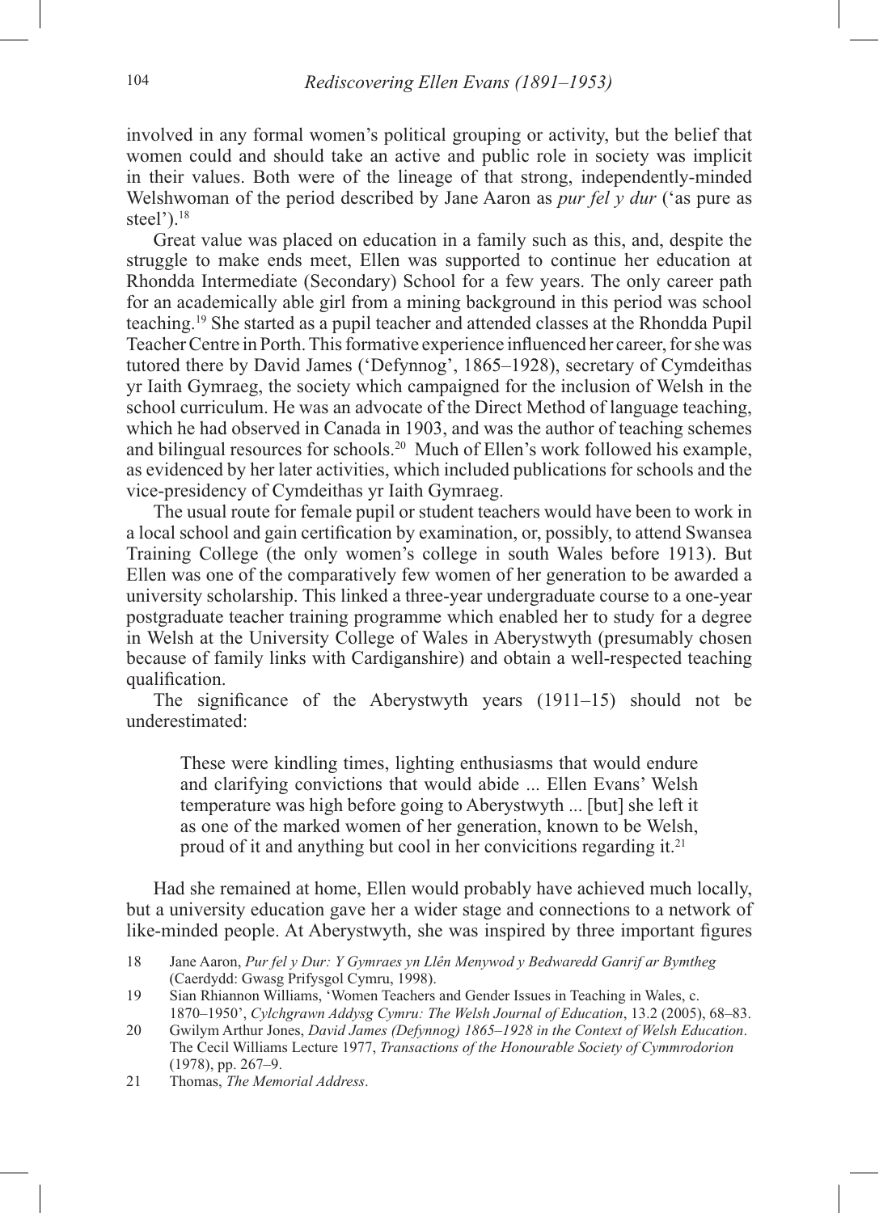involved in any formal women's political grouping or activity, but the belief that women could and should take an active and public role in society was implicit in their values. Both were of the lineage of that strong, independently-minded Welshwoman of the period described by Jane Aaron as *pur fel y dur* ('as pure as steel').[18]

Great value was placed on education in a family such as this, and, despite the struggle to make ends meet, Ellen was supported to continue her education at Rhondda Intermediate (Secondary) School for a few years. The only career path for an academically able girl from a mining background in this period was school teaching.[19] She started as a pupil teacher and attended classes at the Rhondda Pupil Teacher Centre in Porth. This formative experience influenced her career, for she was tutored there by David James ('Defynnog', 1865–1928), secretary of Cymdeithas yr Iaith Gymraeg, the society which campaigned for the inclusion of Welsh in the school curriculum. He was an advocate of the Direct Method of language teaching, which he had observed in Canada in 1903, and was the author of teaching schemes and bilingual resources for schools.[20] Much of Ellen's work followed his example, as evidenced by her later activities, which included publications for schools and the vice-presidency of Cymdeithas yr Iaith Gymraeg.

The usual route for female pupil or student teachers would have been to work in a local school and gain certification by examination, or, possibly, to attend Swansea Training College (the only women's college in south Wales before 1913). But Ellen was one of the comparatively few women of her generation to be awarded a university scholarship. This linked a three-year undergraduate course to a one-year postgraduate teacher training programme which enabled her to study for a degree in Welsh at the University College of Wales in Aberystwyth (presumably chosen because of family links with Cardiganshire) and obtain a well-respected teaching qualification.

The significance of the Aberystwyth years (1911–15) should not be underestimated:

> These were kindling times, lighting enthusiasms that would endure and clarifying convictions that would abide ... Ellen Evans' Welsh temperature was high before going to Aberystwyth ... [but] she left it as one of the marked women of her generation, known to be Welsh, proud of it and anything but cool in her convicitions regarding it.[21]

Had she remained at home, Ellen would probably have achieved much locally, but a university education gave her a wider stage and connections to a network of like-minded people. At Aberystwyth, she was inspired by three important figures

18 Jane Aaron, *Pur fel y Dur: Y Gymraes yn Llên Menywod y Bedwaredd Ganrif ar Bymtheg* (Caerdydd: Gwasg Prifysgol Cymru, 1998).

19 Sian Rhiannon Williams, 'Women Teachers and Gender Issues in Teaching in Wales, c. 1870–1950', *Cylchgrawn Addysg Cymru: The Welsh Journal of Education*, 13.2 (2005), 68–83.

20 Gwilym Arthur Jones, *David James (Defynnog) 1865–1928 in the Context of Welsh Education*. The Cecil Williams Lecture 1977, *Transactions of the Honourable Society of Cymmrodorion* (1978), pp. 267–9.

21 Thomas, *The Memorial Address*.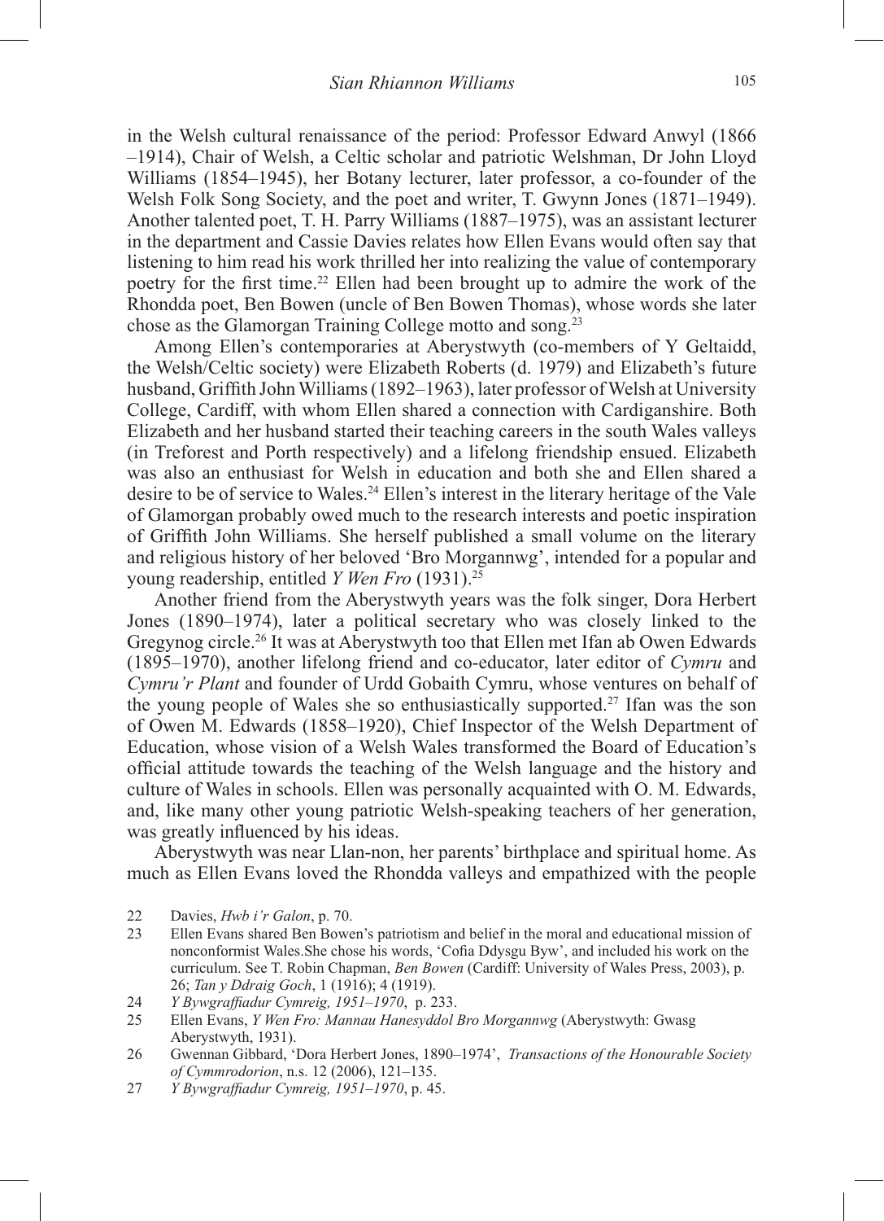in the Welsh cultural renaissance of the period: Professor Edward Anwyl (1866 –1914), Chair of Welsh, a Celtic scholar and patriotic Welshman, Dr John Lloyd Williams (1854–1945), her Botany lecturer, later professor, a co-founder of the Welsh Folk Song Society, and the poet and writer, T. Gwynn Jones (1871–1949). Another talented poet, T. H. Parry Williams (1887–1975), was an assistant lecturer in the department and Cassie Davies relates how Ellen Evans would often say that listening to him read his work thrilled her into realizing the value of contemporary poetry for the first time.[22] Ellen had been brought up to admire the work of the Rhondda poet, Ben Bowen (uncle of Ben Bowen Thomas), whose words she later chose as the Glamorgan Training College motto and song.[23]

Among Ellen's contemporaries at Aberystwyth (co-members of Y Geltaidd, the Welsh/Celtic society) were Elizabeth Roberts (d. 1979) and Elizabeth's future husband, Griffith John Williams (1892–1963), later professor of Welsh at University College, Cardiff, with whom Ellen shared a connection with Cardiganshire. Both Elizabeth and her husband started their teaching careers in the south Wales valleys (in Treforest and Porth respectively) and a lifelong friendship ensued. Elizabeth was also an enthusiast for Welsh in education and both she and Ellen shared a desire to be of service to Wales.[24] Ellen's interest in the literary heritage of the Vale of Glamorgan probably owed much to the research interests and poetic inspiration of Griffith John Williams. She herself published a small volume on the literary and religious history of her beloved 'Bro Morgannwg', intended for a popular and young readership, entitled *Y Wen Fro* (1931).[25]

Another friend from the Aberystwyth years was the folk singer, Dora Herbert Jones (1890–1974), later a political secretary who was closely linked to the Gregynog circle.[26] It was at Aberystwyth too that Ellen met Ifan ab Owen Edwards (1895–1970), another lifelong friend and co-educator, later editor of *Cymru* and *Cymru'r Plant* and founder of Urdd Gobaith Cymru, whose ventures on behalf of the young people of Wales she so enthusiastically supported.[27] Ifan was the son of Owen M. Edwards (1858–1920), Chief Inspector of the Welsh Department of Education, whose vision of a Welsh Wales transformed the Board of Education's official attitude towards the teaching of the Welsh language and the history and culture of Wales in schools. Ellen was personally acquainted with O. M. Edwards, and, like many other young patriotic Welsh-speaking teachers of her generation, was greatly influenced by his ideas.

Aberystwyth was near Llan-non, her parents' birthplace and spiritual home. As much as Ellen Evans loved the Rhondda valleys and empathized with the people

22 Davies, *Hwb i'r Galon*, p. 70.

23 Ellen Evans shared Ben Bowen's patriotism and belief in the moral and educational mission of nonconformist Wales.She chose his words, 'Cofia Ddysgu Byw', and included his work on the curriculum. See T. Robin Chapman, *Ben Bowen* (Cardiff: University of Wales Press, 2003), p. 26; *Tan y Ddraig Goch*, 1 (1916); 4 (1919).

24 *Y Bywgraffiadur Cymreig, 1951–1970*, p. 233.

25 Ellen Evans, *Y Wen Fro: Mannau Hanesyddol Bro Morgannwg* (Aberystwyth: Gwasg Aberystwyth, 1931).

26 Gwennan Gibbard, 'Dora Herbert Jones, 1890–1974', *Transactions of the Honourable Society of Cymmrodorion*, n.s. 12 (2006), 121–135.

27 *Y Bywgraffiadur Cymreig, 1951–1970*, p. 45.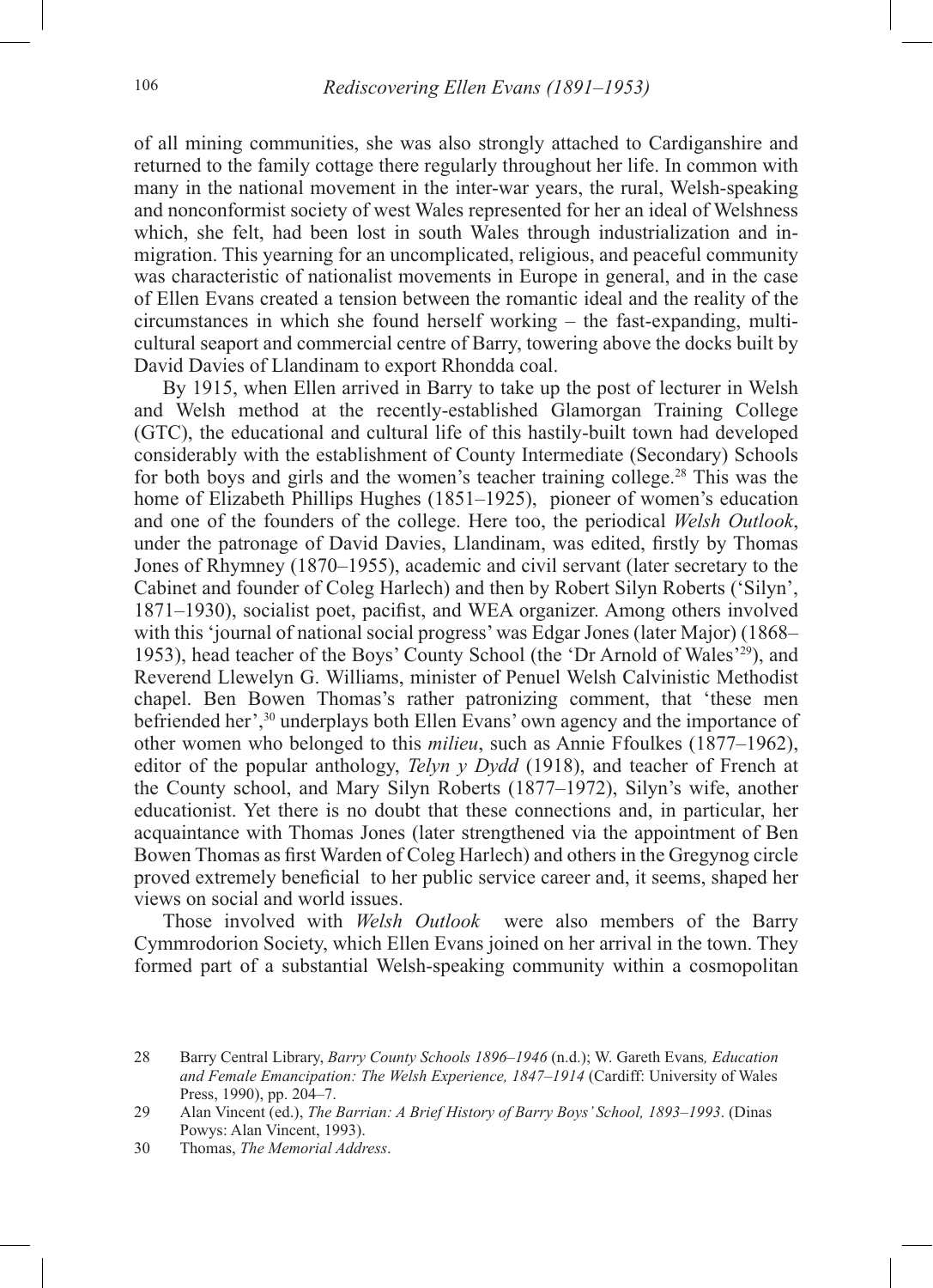of all mining communities, she was also strongly attached to Cardiganshire and returned to the family cottage there regularly throughout her life. In common with many in the national movement in the inter-war years, the rural, Welsh-speaking and nonconformist society of west Wales represented for her an ideal of Welshness which, she felt, had been lost in south Wales through industrialization and in-migration. This yearning for an uncomplicated, religious, and peaceful community was characteristic of nationalist movements in Europe in general, and in the case of Ellen Evans created a tension between the romantic ideal and the reality of the circumstances in which she found herself working – the fast-expanding, multi-cultural seaport and commercial centre of Barry, towering above the docks built by David Davies of Llandinam to export Rhondda coal.

By 1915, when Ellen arrived in Barry to take up the post of lecturer in Welsh and Welsh method at the recently-established Glamorgan Training College (GTC), the educational and cultural life of this hastily-built town had developed considerably with the establishment of County Intermediate (Secondary) Schools for both boys and girls and the women's teacher training college.[28] This was the home of Elizabeth Phillips Hughes (1851–1925), pioneer of women's education and one of the founders of the college. Here too, the periodical *Welsh Outlook*, under the patronage of David Davies, Llandinam, was edited, firstly by Thomas Jones of Rhymney (1870–1955), academic and civil servant (later secretary to the Cabinet and founder of Coleg Harlech) and then by Robert Silyn Roberts ('Silyn', 1871–1930), socialist poet, pacifist, and WEA organizer. Among others involved with this 'journal of national social progress' was Edgar Jones (later Major) (1868–1953), head teacher of the Boys' County School (the 'Dr Arnold of Wales'[29]), and Reverend Llewelyn G. Williams, minister of Penuel Welsh Calvinistic Methodist chapel. Ben Bowen Thomas's rather patronizing comment, that 'these men befriended her',[30] underplays both Ellen Evans' own agency and the importance of other women who belonged to this *milieu*, such as Annie Ffoulkes (1877–1962), editor of the popular anthology, *Telyn y Dydd* (1918), and teacher of French at the County school, and Mary Silyn Roberts (1877–1972), Silyn's wife, another educationist. Yet there is no doubt that these connections and, in particular, her acquaintance with Thomas Jones (later strengthened via the appointment of Ben Bowen Thomas as first Warden of Coleg Harlech) and others in the Gregynog circle proved extremely beneficial to her public service career and, it seems, shaped her views on social and world issues.

Those involved with *Welsh Outlook* were also members of the Barry Cymmrodorion Society, which Ellen Evans joined on her arrival in the town. They formed part of a substantial Welsh-speaking community within a cosmopolitan

---

28 Barry Central Library, *Barry County Schools 1896–1946* (n.d.); W. Gareth Evans, *Education and Female Emancipation: The Welsh Experience, 1847–1914* (Cardiff: University of Wales Press, 1990), pp. 204–7.

29 Alan Vincent (ed.), *The Barrian: A Brief History of Barry Boys' School, 1893–1993*. (Dinas Powys: Alan Vincent, 1993).

30 Thomas, *The Memorial Address*.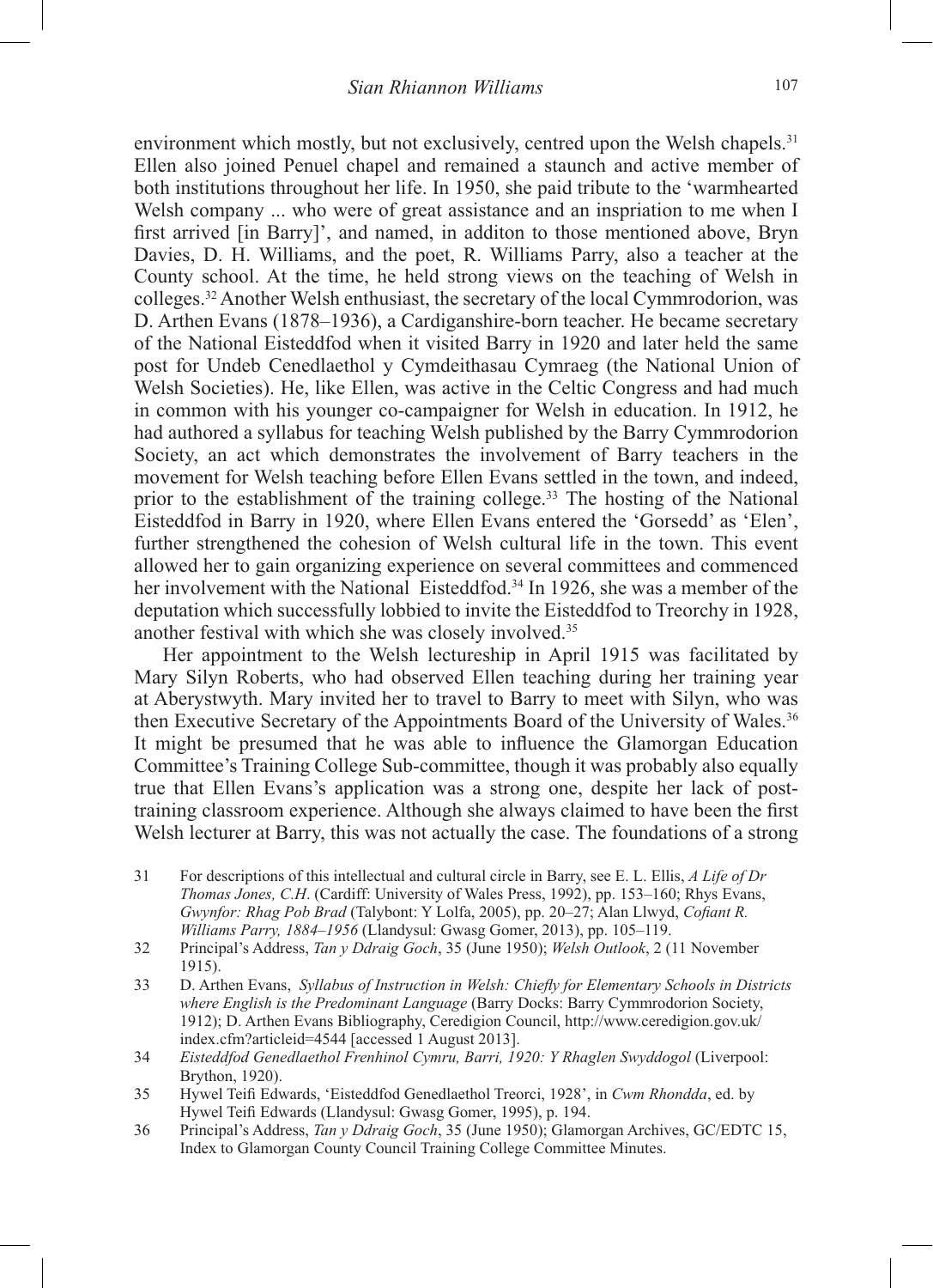environment which mostly, but not exclusively, centred upon the Welsh chapels.[31] Ellen also joined Penuel chapel and remained a staunch and active member of both institutions throughout her life. In 1950, she paid tribute to the 'warmhearted Welsh company ... who were of great assistance and an inspriation to me when I first arrived [in Barry]', and named, in additon to those mentioned above, Bryn Davies, D. H. Williams, and the poet, R. Williams Parry, also a teacher at the County school. At the time, he held strong views on the teaching of Welsh in colleges.[32] Another Welsh enthusiast, the secretary of the local Cymmrodorion, was D. Arthen Evans (1878–1936), a Cardiganshire-born teacher. He became secretary of the National Eisteddfod when it visited Barry in 1920 and later held the same post for Undeb Cenedlaethol y Cymdeithasau Cymraeg (the National Union of Welsh Societies). He, like Ellen, was active in the Celtic Congress and had much in common with his younger co-campaigner for Welsh in education. In 1912, he had authored a syllabus for teaching Welsh published by the Barry Cymmrodorion Society, an act which demonstrates the involvement of Barry teachers in the movement for Welsh teaching before Ellen Evans settled in the town, and indeed, prior to the establishment of the training college.[33] The hosting of the National Eisteddfod in Barry in 1920, where Ellen Evans entered the 'Gorsedd' as 'Elen', further strengthened the cohesion of Welsh cultural life in the town. This event allowed her to gain organizing experience on several committees and commenced her involvement with the National Eisteddfod.[34] In 1926, she was a member of the deputation which successfully lobbied to invite the Eisteddfod to Treorchy in 1928, another festival with which she was closely involved.[35]

Her appointment to the Welsh lectureship in April 1915 was facilitated by Mary Silyn Roberts, who had observed Ellen teaching during her training year at Aberystwyth. Mary invited her to travel to Barry to meet with Silyn, who was then Executive Secretary of the Appointments Board of the University of Wales.[36] It might be presumed that he was able to influence the Glamorgan Education Committee's Training College Sub-committee, though it was probably also equally true that Ellen Evans's application was a strong one, despite her lack of post-training classroom experience. Although she always claimed to have been the first Welsh lecturer at Barry, this was not actually the case. The foundations of a strong

31 For descriptions of this intellectual and cultural circle in Barry, see E. L. Ellis, *A Life of Dr Thomas Jones, C.H*. (Cardiff: University of Wales Press, 1992), pp. 153–160; Rhys Evans, *Gwynfor: Rhag Pob Brad* (Talybont: Y Lolfa, 2005), pp. 20–27; Alan Llwyd, *Cofiant R. Williams Parry, 1884–1956* (Llandysul: Gwasg Gomer, 2013), pp. 105–119.

32 Principal's Address, *Tan y Ddraig Goch*, 35 (June 1950); *Welsh Outlook*, 2 (11 November 1915).

33 D. Arthen Evans, *Syllabus of Instruction in Welsh: Chiefly for Elementary Schools in Districts where English is the Predominant Language* (Barry Docks: Barry Cymmrodorion Society, 1912); D. Arthen Evans Bibliography, Ceredigion Council, http://www.ceredigion.gov.uk/index.cfm?articleid=4544 [accessed 1 August 2013].

34 *Eisteddfod Genedlaethol Frenhinol Cymru, Barri, 1920: Y Rhaglen Swyddogol* (Liverpool: Brython, 1920).

35 Hywel Teifi Edwards, 'Eisteddfod Genedlaethol Treorci, 1928', in *Cwm Rhondda*, ed. by Hywel Teifi Edwards (Llandysul: Gwasg Gomer, 1995), p. 194.

36 Principal's Address, *Tan y Ddraig Goch*, 35 (June 1950); Glamorgan Archives, GC/EDTC 15, Index to Glamorgan County Council Training College Committee Minutes.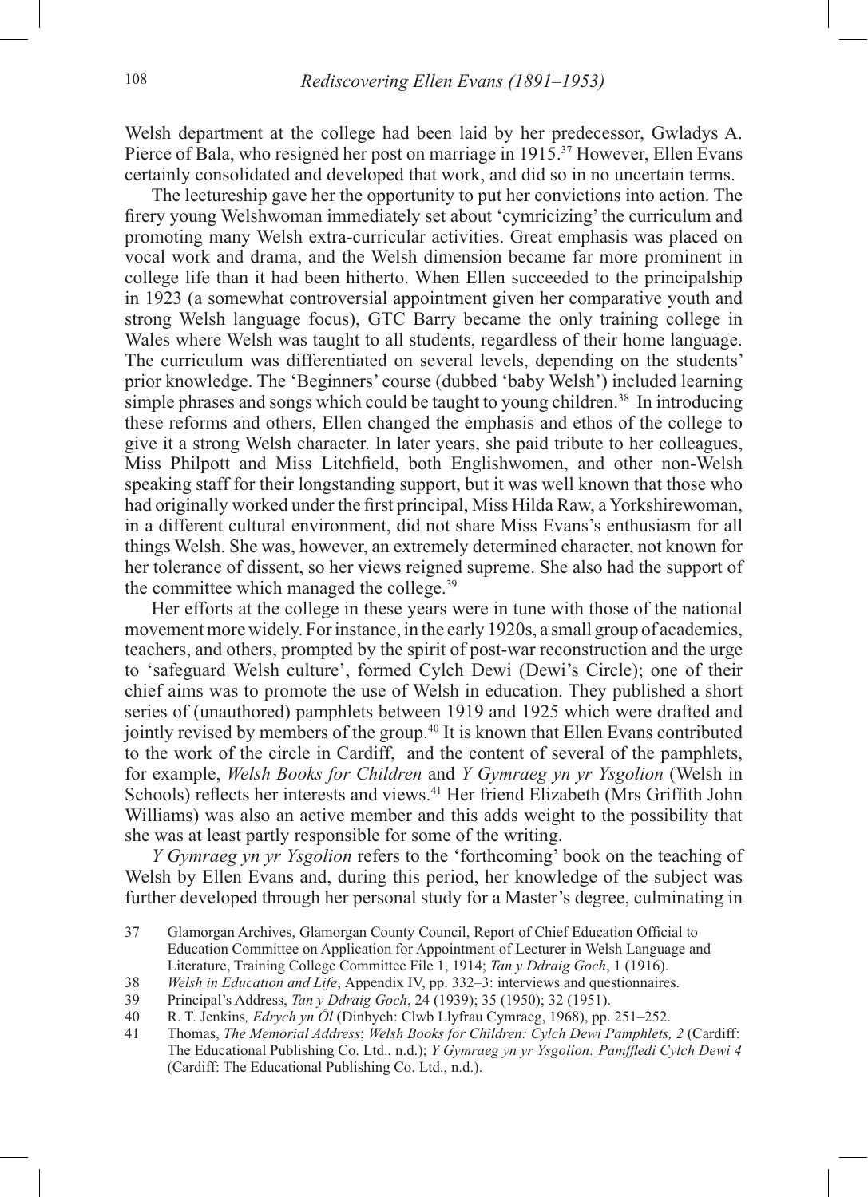Welsh department at the college had been laid by her predecessor, Gwladys A. Pierce of Bala, who resigned her post on marriage in 1915.[37] However, Ellen Evans certainly consolidated and developed that work, and did so in no uncertain terms.

The lectureship gave her the opportunity to put her convictions into action. The firery young Welshwoman immediately set about 'cymricizing' the curriculum and promoting many Welsh extra-curricular activities. Great emphasis was placed on vocal work and drama, and the Welsh dimension became far more prominent in college life than it had been hitherto. When Ellen succeeded to the principalship in 1923 (a somewhat controversial appointment given her comparative youth and strong Welsh language focus), GTC Barry became the only training college in Wales where Welsh was taught to all students, regardless of their home language. The curriculum was differentiated on several levels, depending on the students' prior knowledge. The 'Beginners' course (dubbed 'baby Welsh') included learning simple phrases and songs which could be taught to young children.[38] In introducing these reforms and others, Ellen changed the emphasis and ethos of the college to give it a strong Welsh character. In later years, she paid tribute to her colleagues, Miss Philpott and Miss Litchfield, both Englishwomen, and other non-Welsh speaking staff for their longstanding support, but it was well known that those who had originally worked under the first principal, Miss Hilda Raw, a Yorkshirewoman, in a different cultural environment, did not share Miss Evans's enthusiasm for all things Welsh. She was, however, an extremely determined character, not known for her tolerance of dissent, so her views reigned supreme. She also had the support of the committee which managed the college.[39]

Her efforts at the college in these years were in tune with those of the national movement more widely. For instance, in the early 1920s, a small group of academics, teachers, and others, prompted by the spirit of post-war reconstruction and the urge to 'safeguard Welsh culture', formed Cylch Dewi (Dewi's Circle); one of their chief aims was to promote the use of Welsh in education. They published a short series of (unauthored) pamphlets between 1919 and 1925 which were drafted and jointly revised by members of the group.[40] It is known that Ellen Evans contributed to the work of the circle in Cardiff, and the content of several of the pamphlets, for example, *Welsh Books for Children* and *Y Gymraeg yn yr Ysgolion* (Welsh in Schools) reflects her interests and views.[41] Her friend Elizabeth (Mrs Griffith John Williams) was also an active member and this adds weight to the possibility that she was at least partly responsible for some of the writing.

*Y Gymraeg yn yr Ysgolion* refers to the 'forthcoming' book on the teaching of Welsh by Ellen Evans and, during this period, her knowledge of the subject was further developed through her personal study for a Master's degree, culminating in

37 Glamorgan Archives, Glamorgan County Council, Report of Chief Education Official to Education Committee on Application for Appointment of Lecturer in Welsh Language and Literature, Training College Committee File 1, 1914; *Tan y Ddraig Goch*, 1 (1916).

38 *Welsh in Education and Life*, Appendix IV, pp. 332–3: interviews and questionnaires.

39 Principal's Address, *Tan y Ddraig Goch*, 24 (1939); 35 (1950); 32 (1951).

40 R. T. Jenkins*, Edrych yn Ôl* (Dinbych: Clwb Llyfrau Cymraeg, 1968), pp. 251–252.

41 Thomas, *The Memorial Address*; *Welsh Books for Children: Cylch Dewi Pamphlets, 2* (Cardiff: The Educational Publishing Co. Ltd., n.d.); *Y Gymraeg yn yr Ysgolion: Pamffledi Cylch Dewi 4* (Cardiff: The Educational Publishing Co. Ltd., n.d.).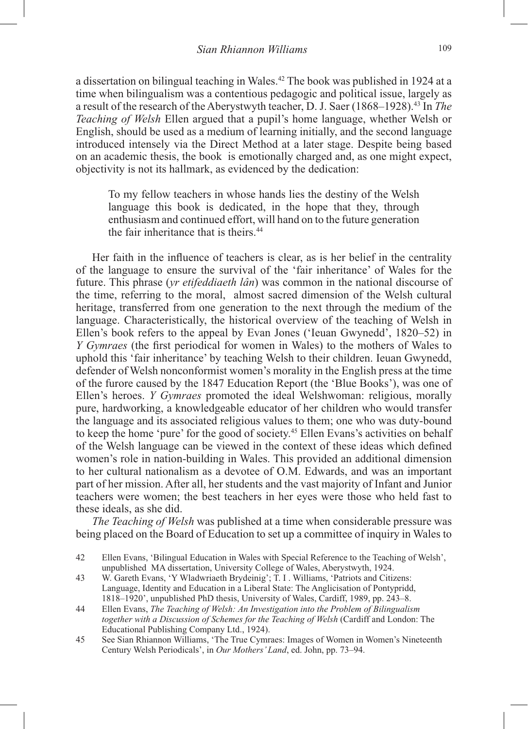a dissertation on bilingual teaching in Wales.[42] The book was published in 1924 at a time when bilingualism was a contentious pedagogic and political issue, largely as a result of the research of the Aberystwyth teacher, D. J. Saer (1868–1928).[43] In *The Teaching of Welsh* Ellen argued that a pupil's home language, whether Welsh or English, should be used as a medium of learning initially, and the second language introduced intensely via the Direct Method at a later stage. Despite being based on an academic thesis, the book is emotionally charged and, as one might expect, objectivity is not its hallmark, as evidenced by the dedication:

> To my fellow teachers in whose hands lies the destiny of the Welsh language this book is dedicated, in the hope that they, through enthusiasm and continued effort, will hand on to the future generation the fair inheritance that is theirs.[44]

Her faith in the influence of teachers is clear, as is her belief in the centrality of the language to ensure the survival of the 'fair inheritance' of Wales for the future. This phrase (*yr etifeddiaeth lân*) was common in the national discourse of the time, referring to the moral, almost sacred dimension of the Welsh cultural heritage, transferred from one generation to the next through the medium of the language. Characteristically, the historical overview of the teaching of Welsh in Ellen's book refers to the appeal by Evan Jones ('Ieuan Gwynedd', 1820–52) in *Y Gymraes* (the first periodical for women in Wales) to the mothers of Wales to uphold this 'fair inheritance' by teaching Welsh to their children. Ieuan Gwynedd, defender of Welsh nonconformist women's morality in the English press at the time of the furore caused by the 1847 Education Report (the 'Blue Books'), was one of Ellen's heroes. *Y Gymraes* promoted the ideal Welshwoman: religious, morally pure, hardworking, a knowledgeable educator of her children who would transfer the language and its associated religious values to them; one who was duty-bound to keep the home 'pure' for the good of society.[45] Ellen Evans's activities on behalf of the Welsh language can be viewed in the context of these ideas which defined women's role in nation-building in Wales. This provided an additional dimension to her cultural nationalism as a devotee of O.M. Edwards, and was an important part of her mission. After all, her students and the vast majority of Infant and Junior teachers were women; the best teachers in her eyes were those who held fast to these ideals, as she did.

*The Teaching of Welsh* was published at a time when considerable pressure was being placed on the Board of Education to set up a committee of inquiry in Wales to

---

42 Ellen Evans, 'Bilingual Education in Wales with Special Reference to the Teaching of Welsh', unpublished MA dissertation, University College of Wales, Aberystwyth, 1924.

43 W. Gareth Evans, 'Y Wladwriaeth Brydeinig'; T. I . Williams, 'Patriots and Citizens: Language, Identity and Education in a Liberal State: The Anglicisation of Pontypridd, 1818–1920', unpublished PhD thesis, University of Wales, Cardiff, 1989, pp. 243–8.

44 Ellen Evans, *The Teaching of Welsh: An Investigation into the Problem of Bilingualism together with a Discussion of Schemes for the Teaching of Welsh* (Cardiff and London: The Educational Publishing Company Ltd., 1924).

45 See Sian Rhiannon Williams, 'The True Cymraes: Images of Women in Women's Nineteenth Century Welsh Periodicals', in *Our Mothers' Land*, ed. John, pp. 73–94.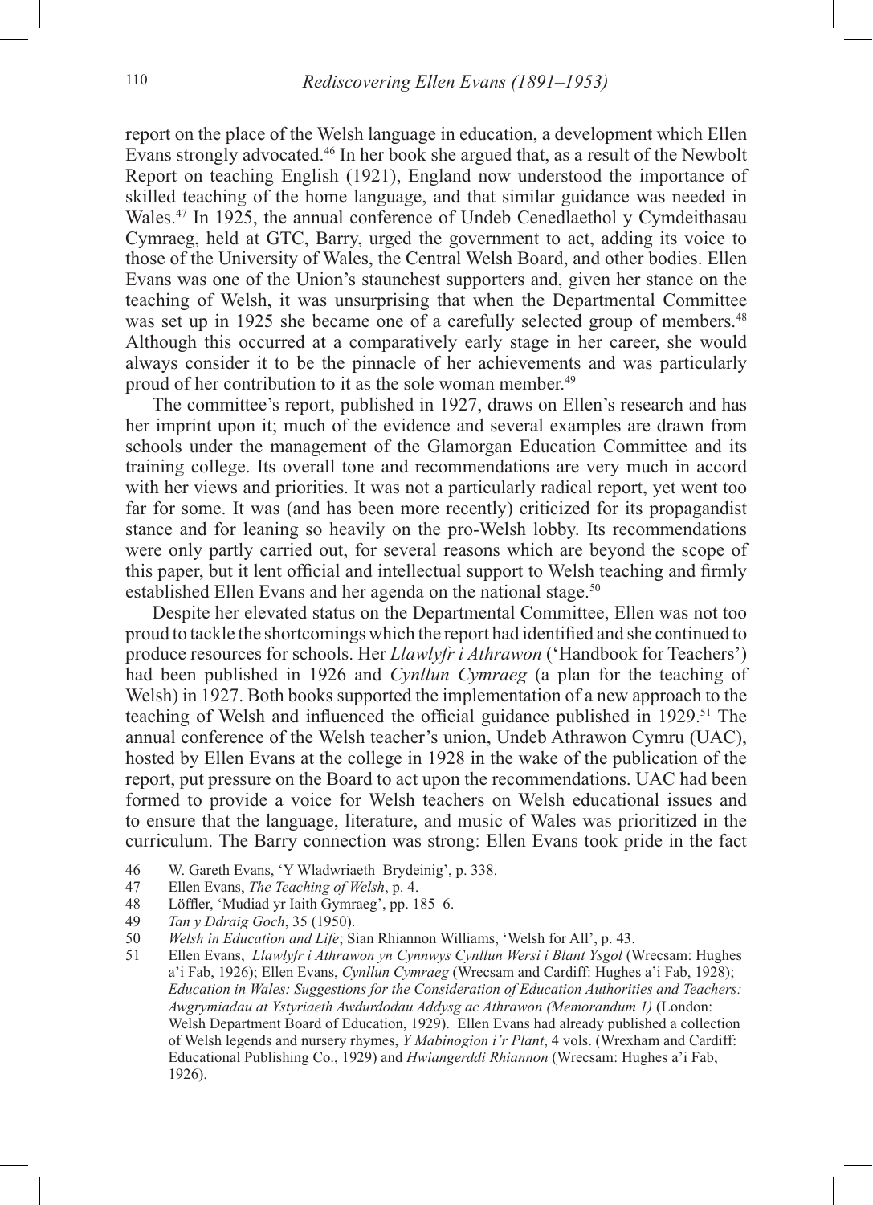report on the place of the Welsh language in education, a development which Ellen Evans strongly advocated.[46] In her book she argued that, as a result of the Newbolt Report on teaching English (1921), England now understood the importance of skilled teaching of the home language, and that similar guidance was needed in Wales.[47] In 1925, the annual conference of Undeb Cenedlaethol y Cymdeithasau Cymraeg, held at GTC, Barry, urged the government to act, adding its voice to those of the University of Wales, the Central Welsh Board, and other bodies. Ellen Evans was one of the Union's staunchest supporters and, given her stance on the teaching of Welsh, it was unsurprising that when the Departmental Committee was set up in 1925 she became one of a carefully selected group of members.[48] Although this occurred at a comparatively early stage in her career, she would always consider it to be the pinnacle of her achievements and was particularly proud of her contribution to it as the sole woman member.[49]

The committee's report, published in 1927, draws on Ellen's research and has her imprint upon it; much of the evidence and several examples are drawn from schools under the management of the Glamorgan Education Committee and its training college. Its overall tone and recommendations are very much in accord with her views and priorities. It was not a particularly radical report, yet went too far for some. It was (and has been more recently) criticized for its propagandist stance and for leaning so heavily on the pro-Welsh lobby. Its recommendations were only partly carried out, for several reasons which are beyond the scope of this paper, but it lent official and intellectual support to Welsh teaching and firmly established Ellen Evans and her agenda on the national stage.[50]

Despite her elevated status on the Departmental Committee, Ellen was not too proud to tackle the shortcomings which the report had identified and she continued to produce resources for schools. Her *Llawlyfr i Athrawon* ('Handbook for Teachers') had been published in 1926 and *Cynllun Cymraeg* (a plan for the teaching of Welsh) in 1927. Both books supported the implementation of a new approach to the teaching of Welsh and influenced the official guidance published in 1929.[51] The annual conference of the Welsh teacher's union, Undeb Athrawon Cymru (UAC), hosted by Ellen Evans at the college in 1928 in the wake of the publication of the report, put pressure on the Board to act upon the recommendations. UAC had been formed to provide a voice for Welsh teachers on Welsh educational issues and to ensure that the language, literature, and music of Wales was prioritized in the curriculum. The Barry connection was strong: Ellen Evans took pride in the fact

46 W. Gareth Evans, 'Y Wladwriaeth Brydeinig', p. 338.

47 Ellen Evans, *The Teaching of Welsh*, p. 4.

48 Löffler, 'Mudiad yr Iaith Gymraeg', pp. 185–6.

49 *Tan y Ddraig Goch*, 35 (1950).

50 *Welsh in Education and Life*; Sian Rhiannon Williams, 'Welsh for All', p. 43.

51 Ellen Evans, *Llawlyfr i Athrawon yn Cynnwys Cynllun Wersi i Blant Ysgol* (Wrecsam: Hughes a'i Fab, 1926); Ellen Evans, *Cynllun Cymraeg* (Wrecsam and Cardiff: Hughes a'i Fab, 1928); *Education in Wales: Suggestions for the Consideration of Education Authorities and Teachers: Awgrymiadau at Ystyriaeth Awdurdodau Addysg ac Athrawon (Memorandum 1)* (London: Welsh Department Board of Education, 1929). Ellen Evans had already published a collection of Welsh legends and nursery rhymes, *Y Mabinogion i'r Plant*, 4 vols. (Wrexham and Cardiff: Educational Publishing Co., 1929) and *Hwiangerddi Rhiannon* (Wrecsam: Hughes a'i Fab, 1926).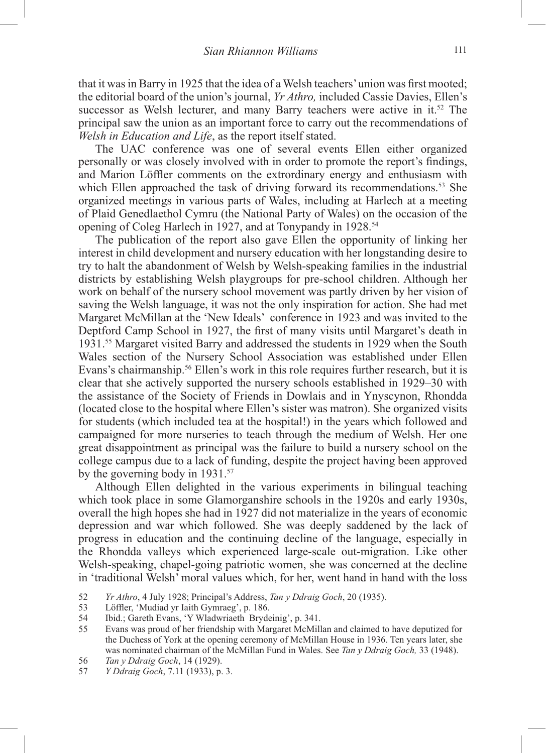that it was in Barry in 1925 that the idea of a Welsh teachers' union was first mooted; the editorial board of the union's journal, *Yr Athro,* included Cassie Davies, Ellen's successor as Welsh lecturer, and many Barry teachers were active in it.[52] The principal saw the union as an important force to carry out the recommendations of *Welsh in Education and Life*, as the report itself stated.

The UAC conference was one of several events Ellen either organized personally or was closely involved with in order to promote the report's findings, and Marion Löffler comments on the extrordinary energy and enthusiasm with which Ellen approached the task of driving forward its recommendations.[53] She organized meetings in various parts of Wales, including at Harlech at a meeting of Plaid Genedlaethol Cymru (the National Party of Wales) on the occasion of the opening of Coleg Harlech in 1927, and at Tonypandy in 1928.[54]

The publication of the report also gave Ellen the opportunity of linking her interest in child development and nursery education with her longstanding desire to try to halt the abandonment of Welsh by Welsh-speaking families in the industrial districts by establishing Welsh playgroups for pre-school children. Although her work on behalf of the nursery school movement was partly driven by her vision of saving the Welsh language, it was not the only inspiration for action. She had met Margaret McMillan at the 'New Ideals' conference in 1923 and was invited to the Deptford Camp School in 1927, the first of many visits until Margaret's death in 1931.[55] Margaret visited Barry and addressed the students in 1929 when the South Wales section of the Nursery School Association was established under Ellen Evans's chairmanship.[56] Ellen's work in this role requires further research, but it is clear that she actively supported the nursery schools established in 1929–30 with the assistance of the Society of Friends in Dowlais and in Ynyscynon, Rhondda (located close to the hospital where Ellen's sister was matron). She organized visits for students (which included tea at the hospital!) in the years which followed and campaigned for more nurseries to teach through the medium of Welsh. Her one great disappointment as principal was the failure to build a nursery school on the college campus due to a lack of funding, despite the project having been approved by the governing body in 1931.[57]

Although Ellen delighted in the various experiments in bilingual teaching which took place in some Glamorganshire schools in the 1920s and early 1930s, overall the high hopes she had in 1927 did not materialize in the years of economic depression and war which followed. She was deeply saddened by the lack of progress in education and the continuing decline of the language, especially in the Rhondda valleys which experienced large-scale out-migration. Like other Welsh-speaking, chapel-going patriotic women, she was concerned at the decline in 'traditional Welsh' moral values which, for her, went hand in hand with the loss

52 *Yr Athro*, 4 July 1928; Principal's Address, *Tan y Ddraig Goch*, 20 (1935).

53 Löffler, 'Mudiad yr Iaith Gymraeg', p. 186.

54 Ibid.; Gareth Evans, 'Y Wladwriaeth Brydeinig', p. 341.

55 Evans was proud of her friendship with Margaret McMillan and claimed to have deputized for the Duchess of York at the opening ceremony of McMillan House in 1936. Ten years later, she was nominated chairman of the McMillan Fund in Wales. See *Tan y Ddraig Goch,* 33 (1948).

56 *Tan y Ddraig Goch*, 14 (1929).

57 *Y Ddraig Goch*, 7.11 (1933), p. 3.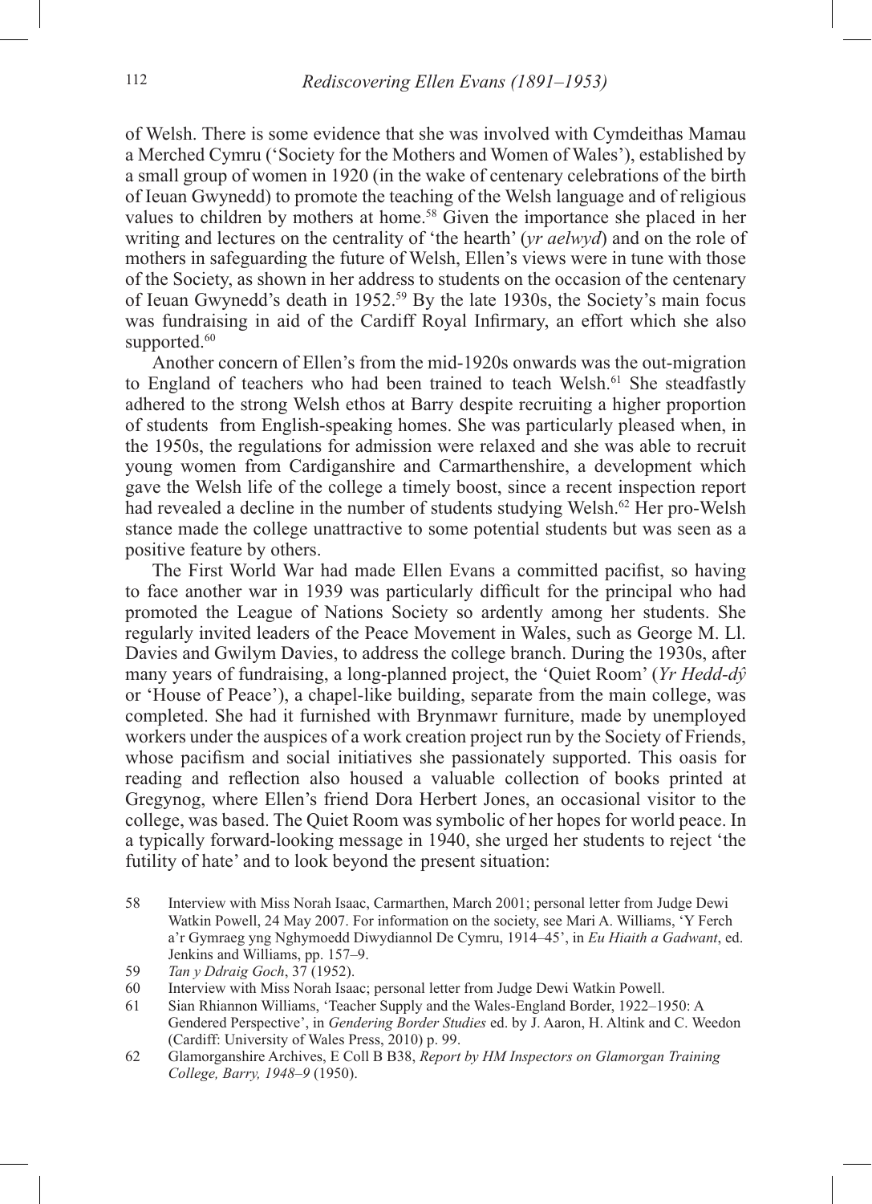of Welsh. There is some evidence that she was involved with Cymdeithas Mamau a Merched Cymru ('Society for the Mothers and Women of Wales'), established by a small group of women in 1920 (in the wake of centenary celebrations of the birth of Ieuan Gwynedd) to promote the teaching of the Welsh language and of religious values to children by mothers at home.[58] Given the importance she placed in her writing and lectures on the centrality of 'the hearth' (*yr aelwyd*) and on the role of mothers in safeguarding the future of Welsh, Ellen's views were in tune with those of the Society, as shown in her address to students on the occasion of the centenary of Ieuan Gwynedd's death in 1952.[59] By the late 1930s, the Society's main focus was fundraising in aid of the Cardiff Royal Infirmary, an effort which she also supported.[60]

Another concern of Ellen's from the mid-1920s onwards was the out-migration to England of teachers who had been trained to teach Welsh.[61] She steadfastly adhered to the strong Welsh ethos at Barry despite recruiting a higher proportion of students from English-speaking homes. She was particularly pleased when, in the 1950s, the regulations for admission were relaxed and she was able to recruit young women from Cardiganshire and Carmarthenshire, a development which gave the Welsh life of the college a timely boost, since a recent inspection report had revealed a decline in the number of students studying Welsh.[62] Her pro-Welsh stance made the college unattractive to some potential students but was seen as a positive feature by others.

The First World War had made Ellen Evans a committed pacifist, so having to face another war in 1939 was particularly difficult for the principal who had promoted the League of Nations Society so ardently among her students. She regularly invited leaders of the Peace Movement in Wales, such as George M. Ll. Davies and Gwilym Davies, to address the college branch. During the 1930s, after many years of fundraising, a long-planned project, the 'Quiet Room' (*Yr Hedd-dŷ* or 'House of Peace'), a chapel-like building, separate from the main college, was completed. She had it furnished with Brynmawr furniture, made by unemployed workers under the auspices of a work creation project run by the Society of Friends, whose pacifism and social initiatives she passionately supported. This oasis for reading and reflection also housed a valuable collection of books printed at Gregynog, where Ellen's friend Dora Herbert Jones, an occasional visitor to the college, was based. The Quiet Room was symbolic of her hopes for world peace. In a typically forward-looking message in 1940, she urged her students to reject 'the futility of hate' and to look beyond the present situation:

58 Interview with Miss Norah Isaac, Carmarthen, March 2001; personal letter from Judge Dewi Watkin Powell, 24 May 2007. For information on the society, see Mari A. Williams, 'Y Ferch a'r Gymraeg yng Nghymoedd Diwydiannol De Cymru, 1914–45', in *Eu Hiaith a Gadwant*, ed. Jenkins and Williams, pp. 157–9.

59 *Tan y Ddraig Goch*, 37 (1952).

60 Interview with Miss Norah Isaac; personal letter from Judge Dewi Watkin Powell.

61 Sian Rhiannon Williams, 'Teacher Supply and the Wales-England Border, 1922–1950: A Gendered Perspective', in *Gendering Border Studies* ed. by J. Aaron, H. Altink and C. Weedon (Cardiff: University of Wales Press, 2010) p. 99.

62 Glamorganshire Archives, E Coll B B38, *Report by HM Inspectors on Glamorgan Training College, Barry, 1948–9* (1950).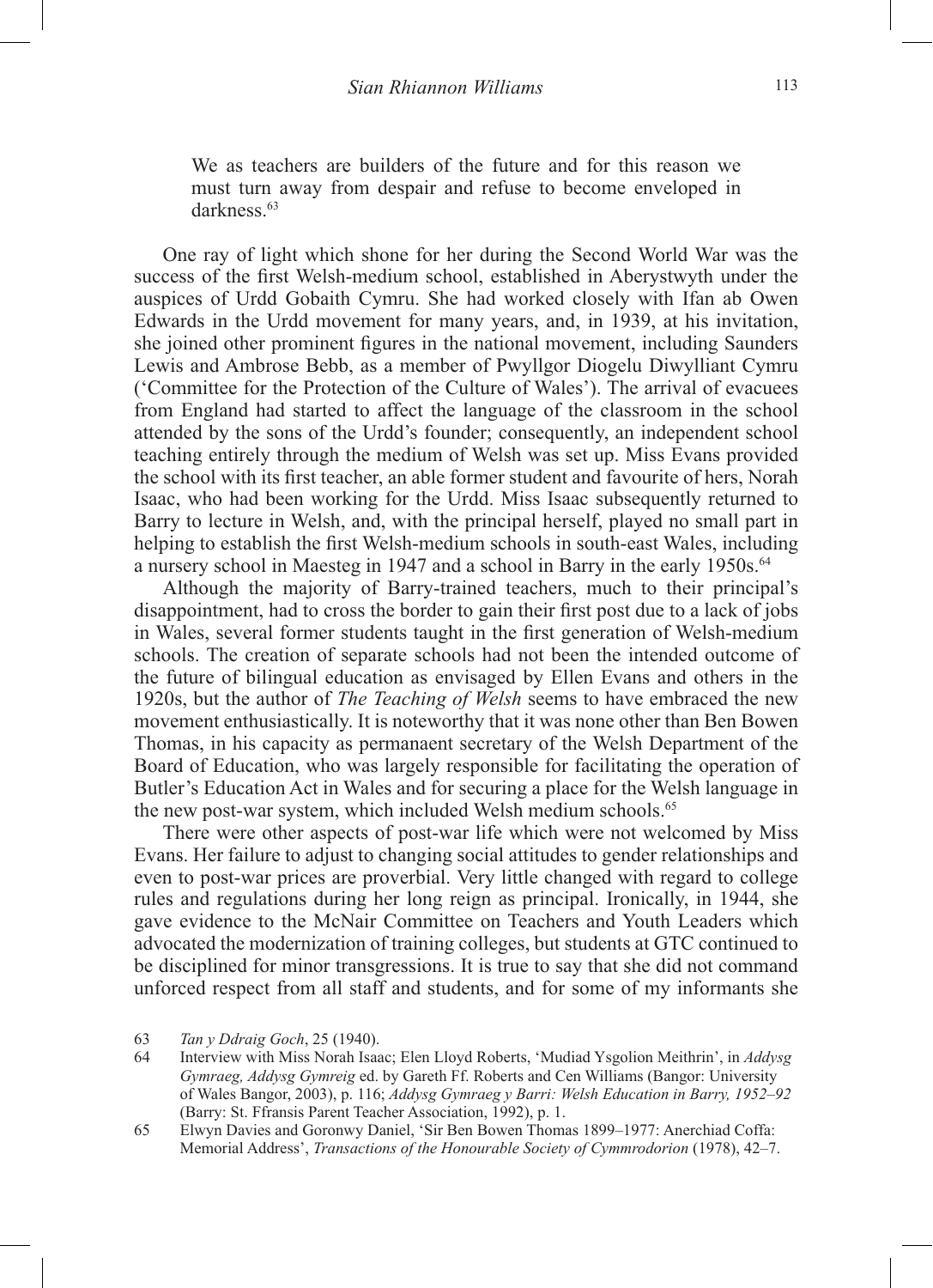> We as teachers are builders of the future and for this reason we must turn away from despair and refuse to become enveloped in darkness.[63]

One ray of light which shone for her during the Second World War was the success of the first Welsh-medium school, established in Aberystwyth under the auspices of Urdd Gobaith Cymru. She had worked closely with Ifan ab Owen Edwards in the Urdd movement for many years, and, in 1939, at his invitation, she joined other prominent figures in the national movement, including Saunders Lewis and Ambrose Bebb, as a member of Pwyllgor Diogelu Diwylliant Cymru ('Committee for the Protection of the Culture of Wales'). The arrival of evacuees from England had started to affect the language of the classroom in the school attended by the sons of the Urdd's founder; consequently, an independent school teaching entirely through the medium of Welsh was set up. Miss Evans provided the school with its first teacher, an able former student and favourite of hers, Norah Isaac, who had been working for the Urdd. Miss Isaac subsequently returned to Barry to lecture in Welsh, and, with the principal herself, played no small part in helping to establish the first Welsh-medium schools in south-east Wales, including a nursery school in Maesteg in 1947 and a school in Barry in the early 1950s.[64]

Although the majority of Barry-trained teachers, much to their principal's disappointment, had to cross the border to gain their first post due to a lack of jobs in Wales, several former students taught in the first generation of Welsh-medium schools. The creation of separate schools had not been the intended outcome of the future of bilingual education as envisaged by Ellen Evans and others in the 1920s, but the author of *The Teaching of Welsh* seems to have embraced the new movement enthusiastically. It is noteworthy that it was none other than Ben Bowen Thomas, in his capacity as permanaent secretary of the Welsh Department of the Board of Education, who was largely responsible for facilitating the operation of Butler's Education Act in Wales and for securing a place for the Welsh language in the new post-war system, which included Welsh medium schools.[65]

There were other aspects of post-war life which were not welcomed by Miss Evans. Her failure to adjust to changing social attitudes to gender relationships and even to post-war prices are proverbial. Very little changed with regard to college rules and regulations during her long reign as principal. Ironically, in 1944, she gave evidence to the McNair Committee on Teachers and Youth Leaders which advocated the modernization of training colleges, but students at GTC continued to be disciplined for minor transgressions. It is true to say that she did not command unforced respect from all staff and students, and for some of my informants she

63 *Tan y Ddraig Goch*, 25 (1940).

64 Interview with Miss Norah Isaac; Elen Lloyd Roberts, 'Mudiad Ysgolion Meithrin', in *Addysg Gymraeg, Addysg Gymreig* ed. by Gareth Ff. Roberts and Cen Williams (Bangor: University of Wales Bangor, 2003), p. 116; *Addysg Gymraeg y Barri: Welsh Education in Barry, 1952–92* (Barry: St. Ffransis Parent Teacher Association, 1992), p. 1.

65 Elwyn Davies and Goronwy Daniel, 'Sir Ben Bowen Thomas 1899–1977: Anerchiad Coffa: Memorial Address', *Transactions of the Honourable Society of Cymmrodorion* (1978), 42–7.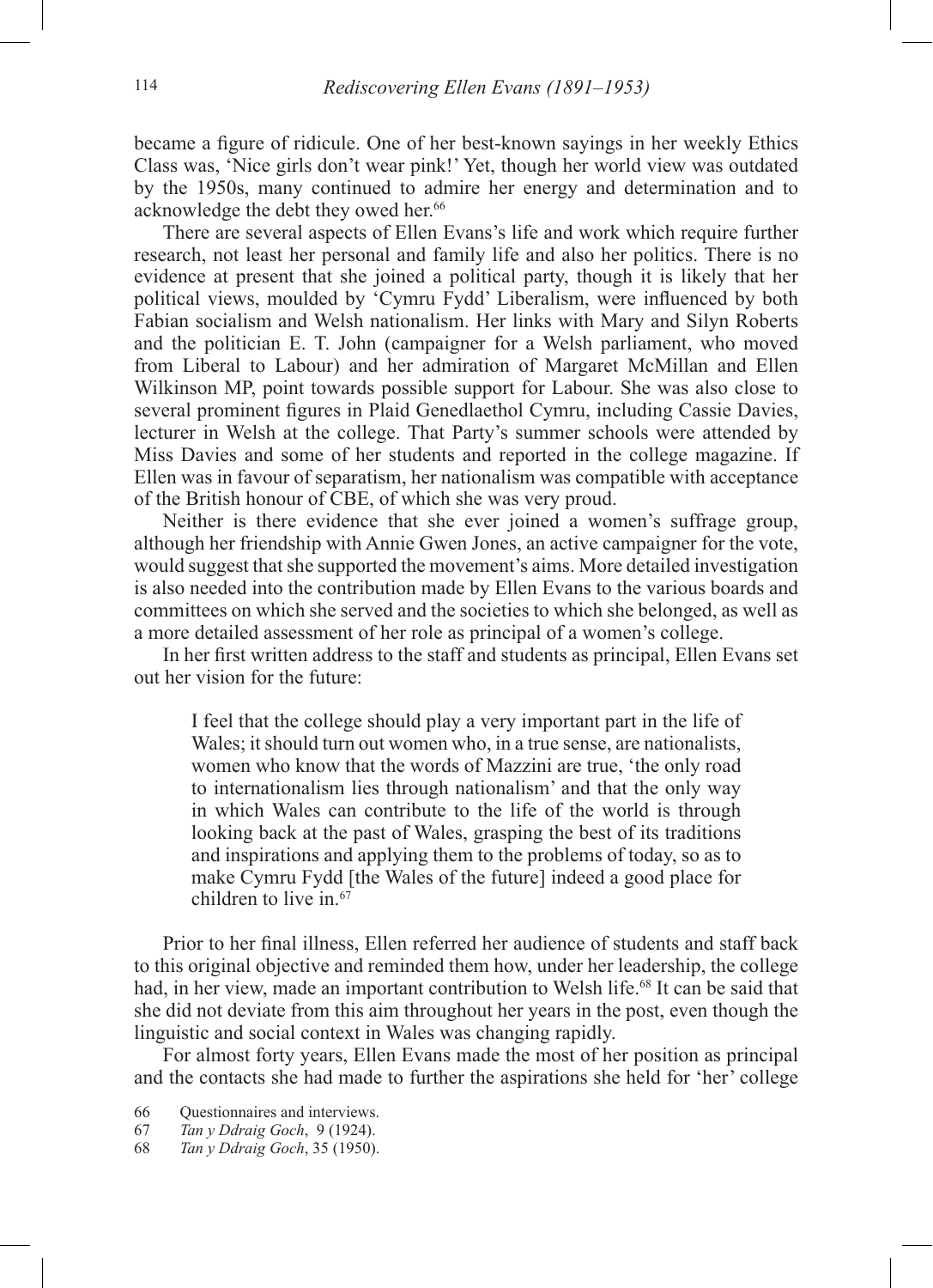became a figure of ridicule. One of her best-known sayings in her weekly Ethics Class was, 'Nice girls don't wear pink!' Yet, though her world view was outdated by the 1950s, many continued to admire her energy and determination and to acknowledge the debt they owed her.[66]

There are several aspects of Ellen Evans's life and work which require further research, not least her personal and family life and also her politics. There is no evidence at present that she joined a political party, though it is likely that her political views, moulded by 'Cymru Fydd' Liberalism, were influenced by both Fabian socialism and Welsh nationalism. Her links with Mary and Silyn Roberts and the politician E. T. John (campaigner for a Welsh parliament, who moved from Liberal to Labour) and her admiration of Margaret McMillan and Ellen Wilkinson MP, point towards possible support for Labour. She was also close to several prominent figures in Plaid Genedlaethol Cymru, including Cassie Davies, lecturer in Welsh at the college. That Party's summer schools were attended by Miss Davies and some of her students and reported in the college magazine. If Ellen was in favour of separatism, her nationalism was compatible with acceptance of the British honour of CBE, of which she was very proud.

Neither is there evidence that she ever joined a women's suffrage group, although her friendship with Annie Gwen Jones, an active campaigner for the vote, would suggest that she supported the movement's aims. More detailed investigation is also needed into the contribution made by Ellen Evans to the various boards and committees on which she served and the societies to which she belonged, as well as a more detailed assessment of her role as principal of a women's college.

In her first written address to the staff and students as principal, Ellen Evans set out her vision for the future:

> I feel that the college should play a very important part in the life of Wales; it should turn out women who, in a true sense, are nationalists, women who know that the words of Mazzini are true, 'the only road to internationalism lies through nationalism' and that the only way in which Wales can contribute to the life of the world is through looking back at the past of Wales, grasping the best of its traditions and inspirations and applying them to the problems of today, so as to make Cymru Fydd [the Wales of the future] indeed a good place for children to live in.[67]

Prior to her final illness, Ellen referred her audience of students and staff back to this original objective and reminded them how, under her leadership, the college had, in her view, made an important contribution to Welsh life.[68] It can be said that she did not deviate from this aim throughout her years in the post, even though the linguistic and social context in Wales was changing rapidly.

For almost forty years, Ellen Evans made the most of her position as principal and the contacts she had made to further the aspirations she held for 'her' college

---

66 Questionnaires and interviews.

67 *Tan y Ddraig Goch*, 9 (1924).

68 *Tan y Ddraig Goch*, 35 (1950).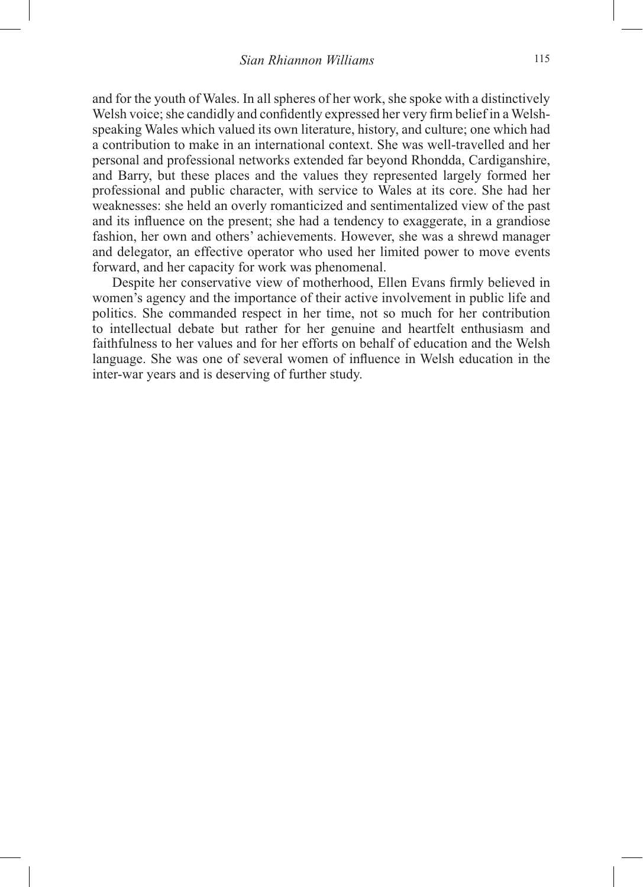and for the youth of Wales. In all spheres of her work, she spoke with a distinctively Welsh voice; she candidly and confidently expressed her very firm belief in a Welsh-speaking Wales which valued its own literature, history, and culture; one which had a contribution to make in an international context. She was well-travelled and her personal and professional networks extended far beyond Rhondda, Cardiganshire, and Barry, but these places and the values they represented largely formed her professional and public character, with service to Wales at its core. She had her weaknesses: she held an overly romanticized and sentimentalized view of the past and its influence on the present; she had a tendency to exaggerate, in a grandiose fashion, her own and others' achievements. However, she was a shrewd manager and delegator, an effective operator who used her limited power to move events forward, and her capacity for work was phenomenal.

Despite her conservative view of motherhood, Ellen Evans firmly believed in women's agency and the importance of their active involvement in public life and politics. She commanded respect in her time, not so much for her contribution to intellectual debate but rather for her genuine and heartfelt enthusiasm and faithfulness to her values and for her efforts on behalf of education and the Welsh language. She was one of several women of influence in Welsh education in the inter-war years and is deserving of further study.